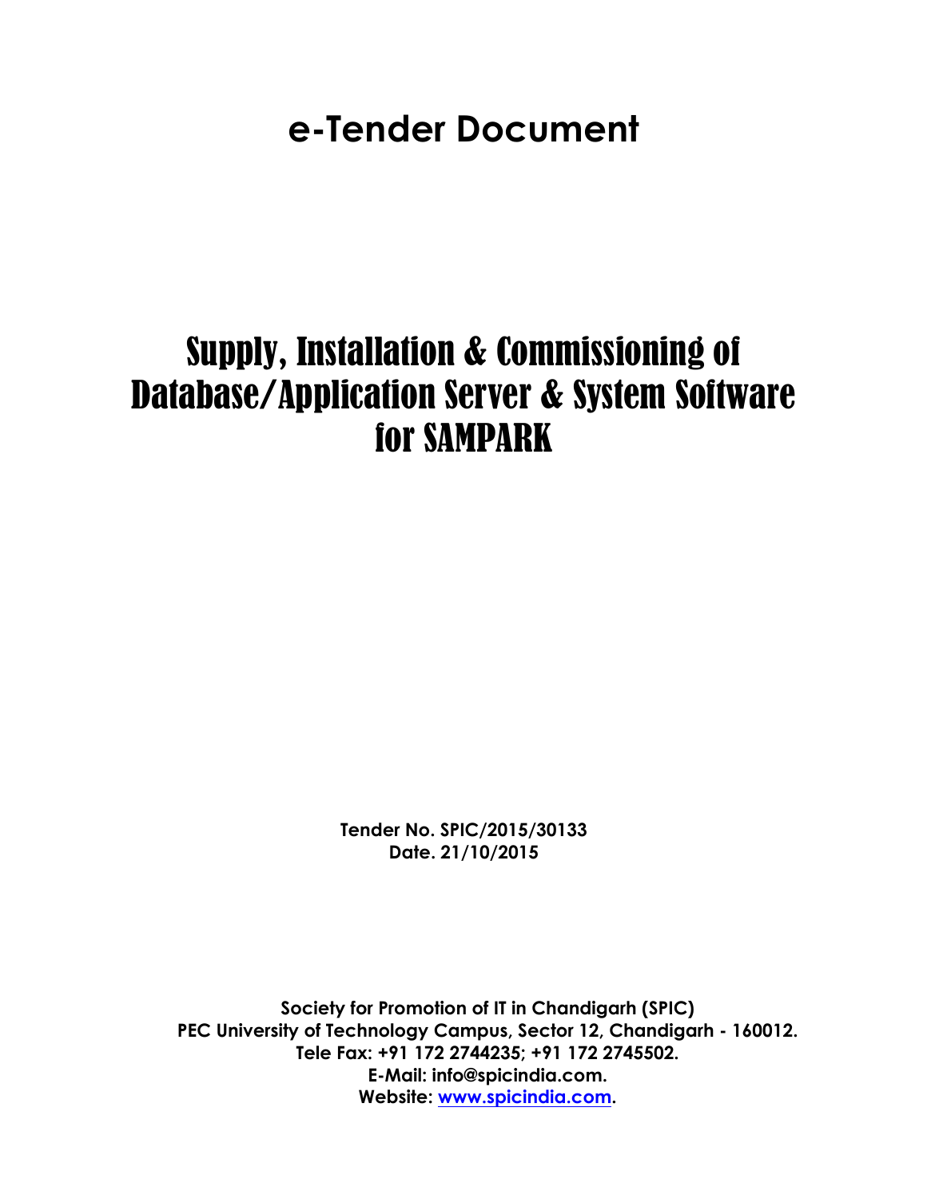# e-Tender Document

# Supply, Installation & Commissioning of Database/Application Server & System Software for SAMPARK

**Tender No. SPIC/2015/30133**
**Date. 21/10/2015**

**Society for Promotion of IT in Chandigarh (SPIC)**
**PEC University of Technology Campus, Sector 12, Chandigarh - 160012.**
**Tele Fax: +91 172 2744235; +91 172 2745502.**
**E-Mail: info@spicindia.com.**
**Website: [www.spicindia.com](http://www.spicindia.com).**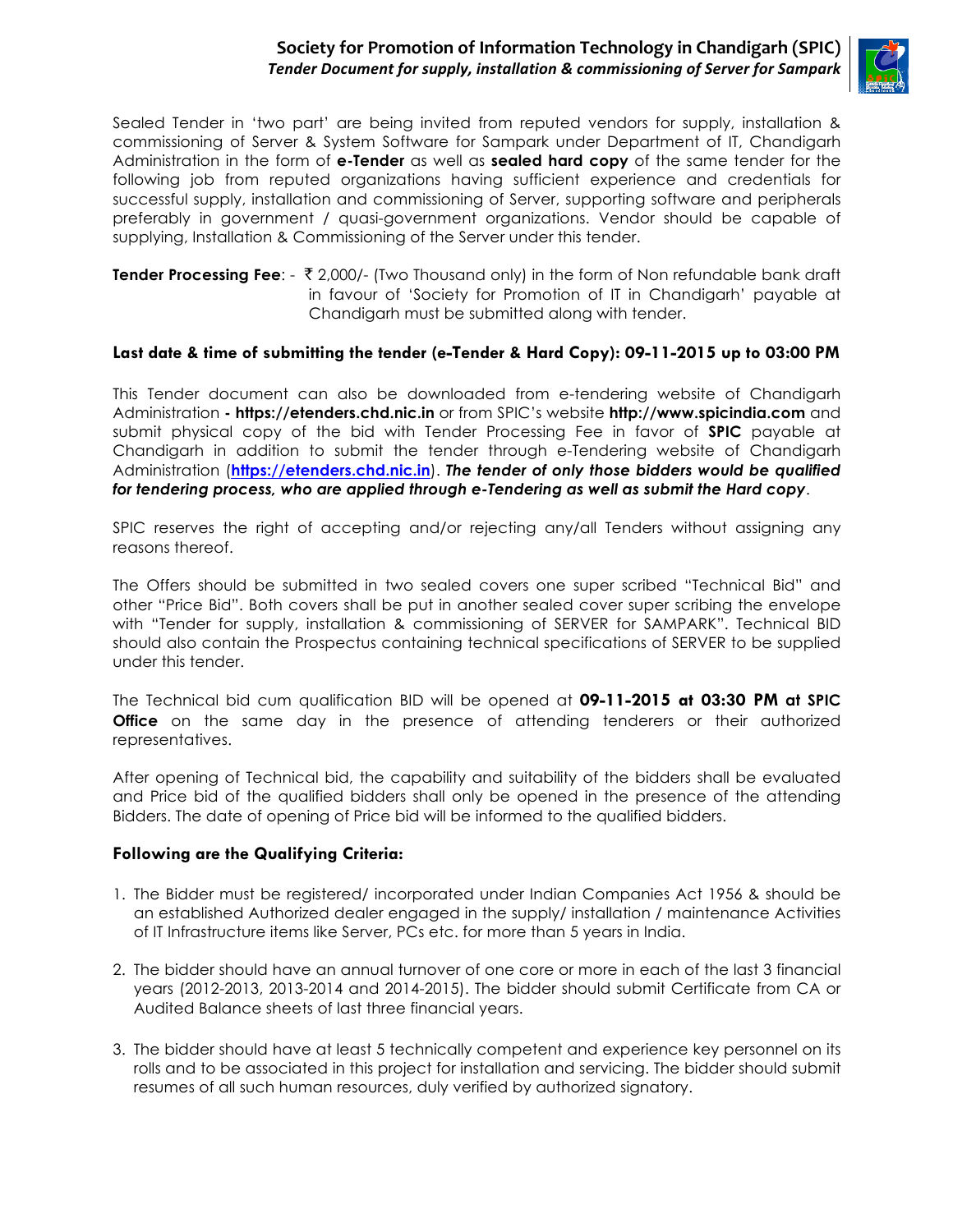Sealed Tender in 'two part' are being invited from reputed vendors for supply, installation & commissioning of Server & System Software for Sampark under Department of IT, Chandigarh Administration in the form of **e-Tender** as well as **sealed hard copy** of the same tender for the following job from reputed organizations having sufficient experience and credentials for successful supply, installation and commissioning of Server, supporting software and peripherals preferably in government / quasi-government organizations. Vendor should be capable of supplying, Installation & Commissioning of the Server under this tender.

**Tender Processing Fee**: - ₹ 2,000/- (Two Thousand only) in the form of Non refundable bank draft in favour of 'Society for Promotion of IT in Chandigarh' payable at Chandigarh must be submitted along with tender.

**Last date & time of submitting the tender (e-Tender & Hard Copy): 09-11-2015 up to 03:00 PM**

This Tender document can also be downloaded from e-tendering website of Chandigarh Administration **- https://etenders.chd.nic.in** or from SPIC's website **http://www.spicindia.com** and submit physical copy of the bid with Tender Processing Fee in favor of **SPIC** payable at Chandigarh in addition to submit the tender through e-Tendering website of Chandigarh Administration (**https://etenders.chd.nic.in**). ***The tender of only those bidders would be qualified for tendering process, who are applied through e-Tendering as well as submit the Hard copy***.

SPIC reserves the right of accepting and/or rejecting any/all Tenders without assigning any reasons thereof.

The Offers should be submitted in two sealed covers one super scribed "Technical Bid" and other "Price Bid". Both covers shall be put in another sealed cover super scribing the envelope with "Tender for supply, installation & commissioning of SERVER for SAMPARK". Technical BID should also contain the Prospectus containing technical specifications of SERVER to be supplied under this tender.

The Technical bid cum qualification BID will be opened at **09-11-2015 at 03:30 PM at SPIC Office** on the same day in the presence of attending tenderers or their authorized representatives.

After opening of Technical bid, the capability and suitability of the bidders shall be evaluated and Price bid of the qualified bidders shall only be opened in the presence of the attending Bidders. The date of opening of Price bid will be informed to the qualified bidders.

**Following are the Qualifying Criteria:**

1. The Bidder must be registered/ incorporated under Indian Companies Act 1956 & should be an established Authorized dealer engaged in the supply/ installation / maintenance Activities of IT Infrastructure items like Server, PCs etc. for more than 5 years in India.

2. The bidder should have an annual turnover of one core or more in each of the last 3 financial years (2012-2013, 2013-2014 and 2014-2015). The bidder should submit Certificate from CA or Audited Balance sheets of last three financial years.

3. The bidder should have at least 5 technically competent and experience key personnel on its rolls and to be associated in this project for installation and servicing. The bidder should submit resumes of all such human resources, duly verified by authorized signatory.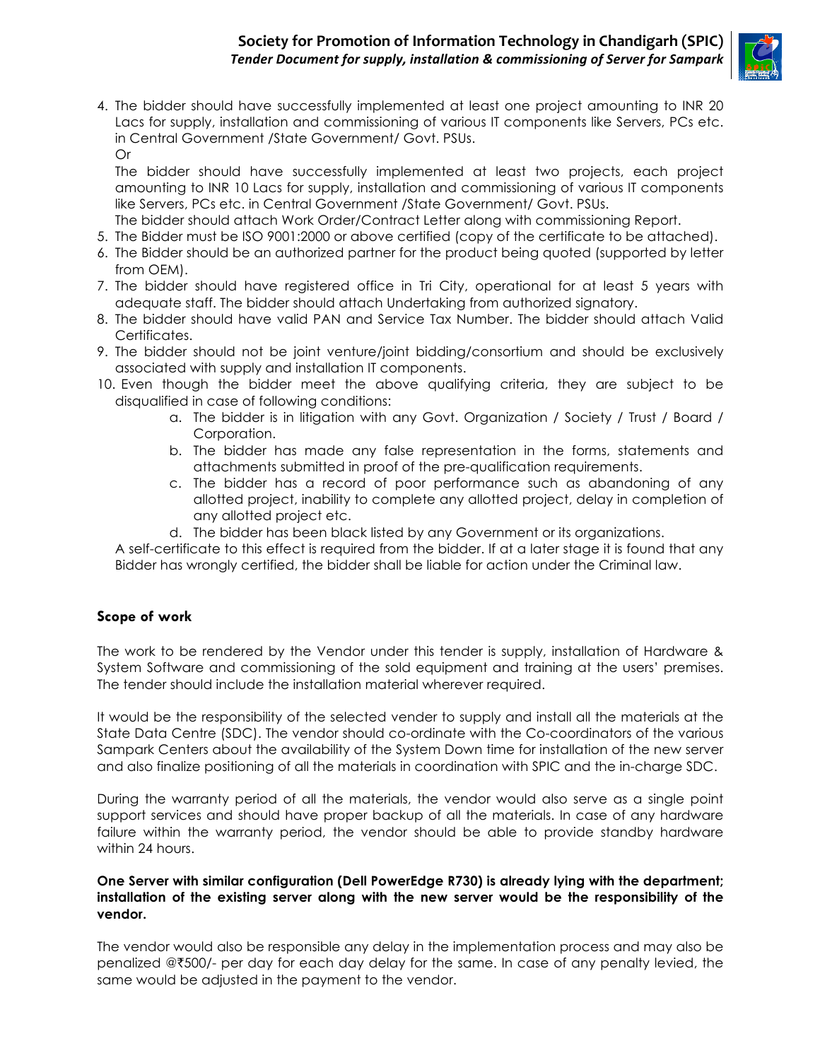4. The bidder should have successfully implemented at least one project amounting to INR 20 Lacs for supply, installation and commissioning of various IT components like Servers, PCs etc. in Central Government /State Government/ Govt. PSUs.

   Or

   The bidder should have successfully implemented at least two projects, each project amounting to INR 10 Lacs for supply, installation and commissioning of various IT components like Servers, PCs etc. in Central Government /State Government/ Govt. PSUs.

   The bidder should attach Work Order/Contract Letter along with commissioning Report.
5. The Bidder must be ISO 9001:2000 or above certified (copy of the certificate to be attached).
6. The Bidder should be an authorized partner for the product being quoted (supported by letter from OEM).
7. The bidder should have registered office in Tri City, operational for at least 5 years with adequate staff. The bidder should attach Undertaking from authorized signatory.
8. The bidder should have valid PAN and Service Tax Number. The bidder should attach Valid Certificates.
9. The bidder should not be joint venture/joint bidding/consortium and should be exclusively associated with supply and installation IT components.
10. Even though the bidder meet the above qualifying criteria, they are subject to be disqualified in case of following conditions:
    a. The bidder is in litigation with any Govt. Organization / Society / Trust / Board / Corporation.
    b. The bidder has made any false representation in the forms, statements and attachments submitted in proof of the pre-qualification requirements.
    c. The bidder has a record of poor performance such as abandoning of any allotted project, inability to complete any allotted project, delay in completion of any allotted project etc.
    d. The bidder has been black listed by any Government or its organizations.

    A self-certificate to this effect is required from the bidder. If at a later stage it is found that any Bidder has wrongly certified, the bidder shall be liable for action under the Criminal law.

**Scope of work**

The work to be rendered by the Vendor under this tender is supply, installation of Hardware & System Software and commissioning of the sold equipment and training at the users' premises. The tender should include the installation material wherever required.

It would be the responsibility of the selected vender to supply and install all the materials at the State Data Centre (SDC). The vendor should co-ordinate with the Co-coordinators of the various Sampark Centers about the availability of the System Down time for installation of the new server and also finalize positioning of all the materials in coordination with SPIC and the in-charge SDC.

During the warranty period of all the materials, the vendor would also serve as a single point support services and should have proper backup of all the materials. In case of any hardware failure within the warranty period, the vendor should be able to provide standby hardware within 24 hours.

**One Server with similar configuration (Dell PowerEdge R730) is already lying with the department; installation of the existing server along with the new server would be the responsibility of the vendor.**

The vendor would also be responsible any delay in the implementation process and may also be penalized @₹500/- per day for each day delay for the same. In case of any penalty levied, the same would be adjusted in the payment to the vendor.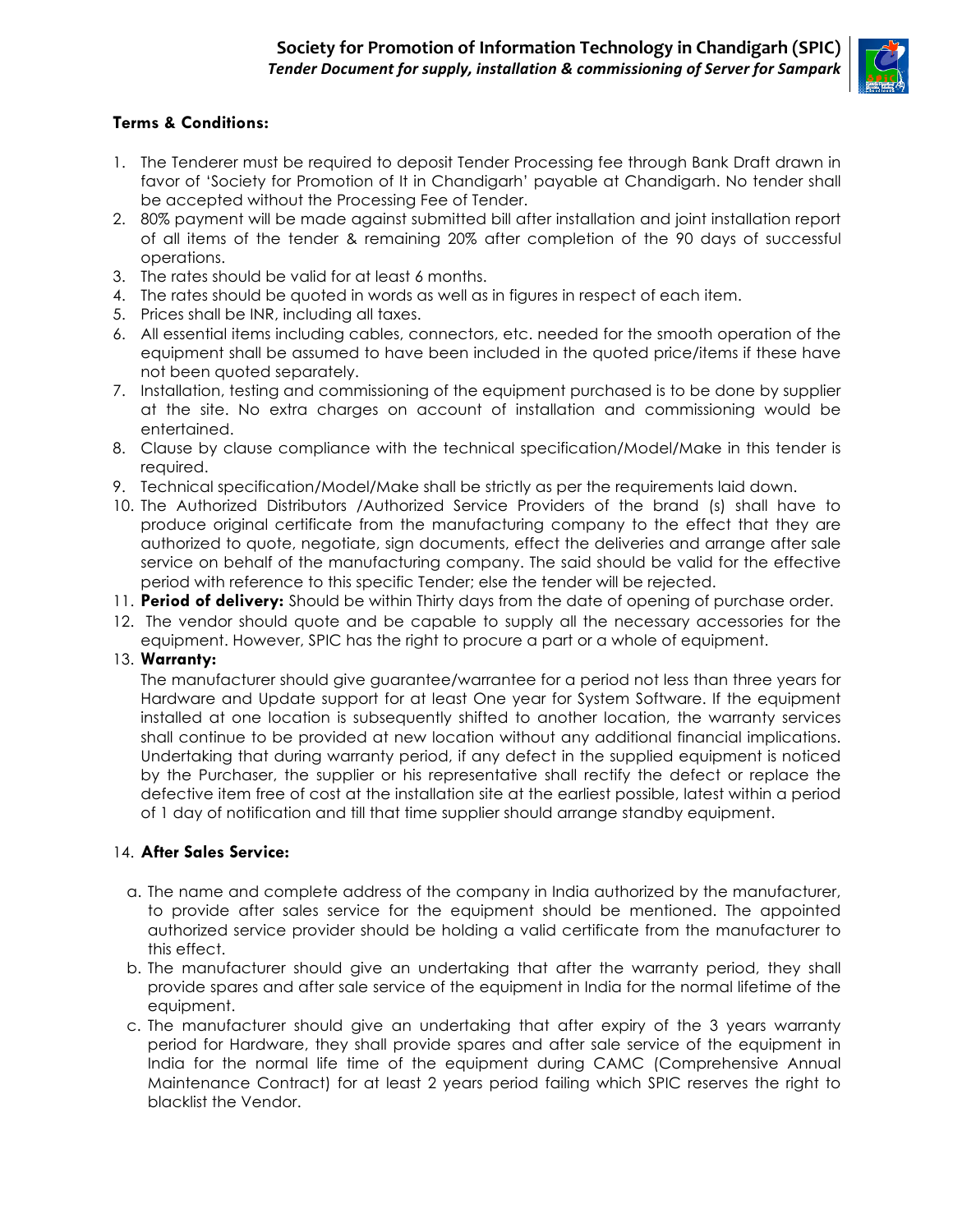### Terms & Conditions:

1. The Tenderer must be required to deposit Tender Processing fee through Bank Draft drawn in favor of 'Society for Promotion of It in Chandigarh' payable at Chandigarh. No tender shall be accepted without the Processing Fee of Tender.
2. 80% payment will be made against submitted bill after installation and joint installation report of all items of the tender & remaining 20% after completion of the 90 days of successful operations.
3. The rates should be valid for at least 6 months.
4. The rates should be quoted in words as well as in figures in respect of each item.
5. Prices shall be INR, including all taxes.
6. All essential items including cables, connectors, etc. needed for the smooth operation of the equipment shall be assumed to have been included in the quoted price/items if these have not been quoted separately.
7. Installation, testing and commissioning of the equipment purchased is to be done by supplier at the site. No extra charges on account of installation and commissioning would be entertained.
8. Clause by clause compliance with the technical specification/Model/Make in this tender is required.
9. Technical specification/Model/Make shall be strictly as per the requirements laid down.
10. The Authorized Distributors /Authorized Service Providers of the brand (s) shall have to produce original certificate from the manufacturing company to the effect that they are authorized to quote, negotiate, sign documents, effect the deliveries and arrange after sale service on behalf of the manufacturing company. The said should be valid for the effective period with reference to this specific Tender; else the tender will be rejected.
11. **Period of delivery:** Should be within Thirty days from the date of opening of purchase order.
12. The vendor should quote and be capable to supply all the necessary accessories for the equipment. However, SPIC has the right to procure a part or a whole of equipment.
13. **Warranty:**
    The manufacturer should give guarantee/warrantee for a period not less than three years for Hardware and Update support for at least One year for System Software. If the equipment installed at one location is subsequently shifted to another location, the warranty services shall continue to be provided at new location without any additional financial implications. Undertaking that during warranty period, if any defect in the supplied equipment is noticed by the Purchaser, the supplier or his representative shall rectify the defect or replace the defective item free of cost at the installation site at the earliest possible, latest within a period of 1 day of notification and till that time supplier should arrange standby equipment.

14. **After Sales Service:**
    a. The name and complete address of the company in India authorized by the manufacturer, to provide after sales service for the equipment should be mentioned. The appointed authorized service provider should be holding a valid certificate from the manufacturer to this effect.
    b. The manufacturer should give an undertaking that after the warranty period, they shall provide spares and after sale service of the equipment in India for the normal lifetime of the equipment.
    c. The manufacturer should give an undertaking that after expiry of the 3 years warranty period for Hardware, they shall provide spares and after sale service of the equipment in India for the normal life time of the equipment during CAMC (Comprehensive Annual Maintenance Contract) for at least 2 years period failing which SPIC reserves the right to blacklist the Vendor.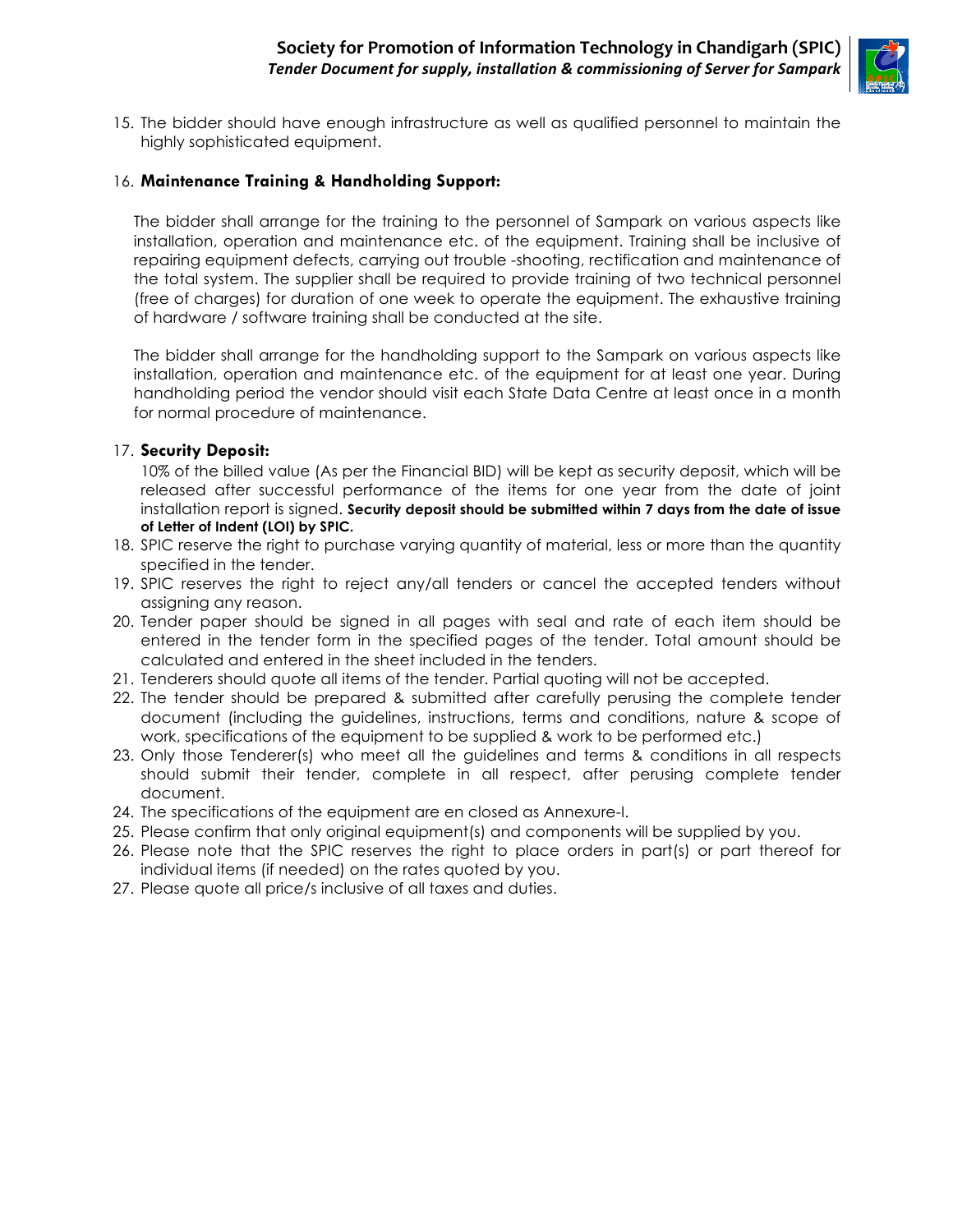15. The bidder should have enough infrastructure as well as qualified personnel to maintain the highly sophisticated equipment.

16. **Maintenance Training & Handholding Support:**

    The bidder shall arrange for the training to the personnel of Sampark on various aspects like installation, operation and maintenance etc. of the equipment. Training shall be inclusive of repairing equipment defects, carrying out trouble -shooting, rectification and maintenance of the total system. The supplier shall be required to provide training of two technical personnel (free of charges) for duration of one week to operate the equipment. The exhaustive training of hardware / software training shall be conducted at the site.

    The bidder shall arrange for the handholding support to the Sampark on various aspects like installation, operation and maintenance etc. of the equipment for at least one year. During handholding period the vendor should visit each State Data Centre at least once in a month for normal procedure of maintenance.

17. **Security Deposit:**
    10% of the billed value (As per the Financial BID) will be kept as security deposit, which will be released after successful performance of the items for one year from the date of joint installation report is signed. **Security deposit should be submitted within 7 days from the date of issue of Letter of Indent (LOI) by SPIC.**
18. SPIC reserve the right to purchase varying quantity of material, less or more than the quantity specified in the tender.
19. SPIC reserves the right to reject any/all tenders or cancel the accepted tenders without assigning any reason.
20. Tender paper should be signed in all pages with seal and rate of each item should be entered in the tender form in the specified pages of the tender. Total amount should be calculated and entered in the sheet included in the tenders.
21. Tenderers should quote all items of the tender. Partial quoting will not be accepted.
22. The tender should be prepared & submitted after carefully perusing the complete tender document (including the guidelines, instructions, terms and conditions, nature & scope of work, specifications of the equipment to be supplied & work to be performed etc.)
23. Only those Tenderer(s) who meet all the guidelines and terms & conditions in all respects should submit their tender, complete in all respect, after perusing complete tender document.
24. The specifications of the equipment are en closed as Annexure-I.
25. Please confirm that only original equipment(s) and components will be supplied by you.
26. Please note that the SPIC reserves the right to place orders in part(s) or part thereof for individual items (if needed) on the rates quoted by you.
27. Please quote all price/s inclusive of all taxes and duties.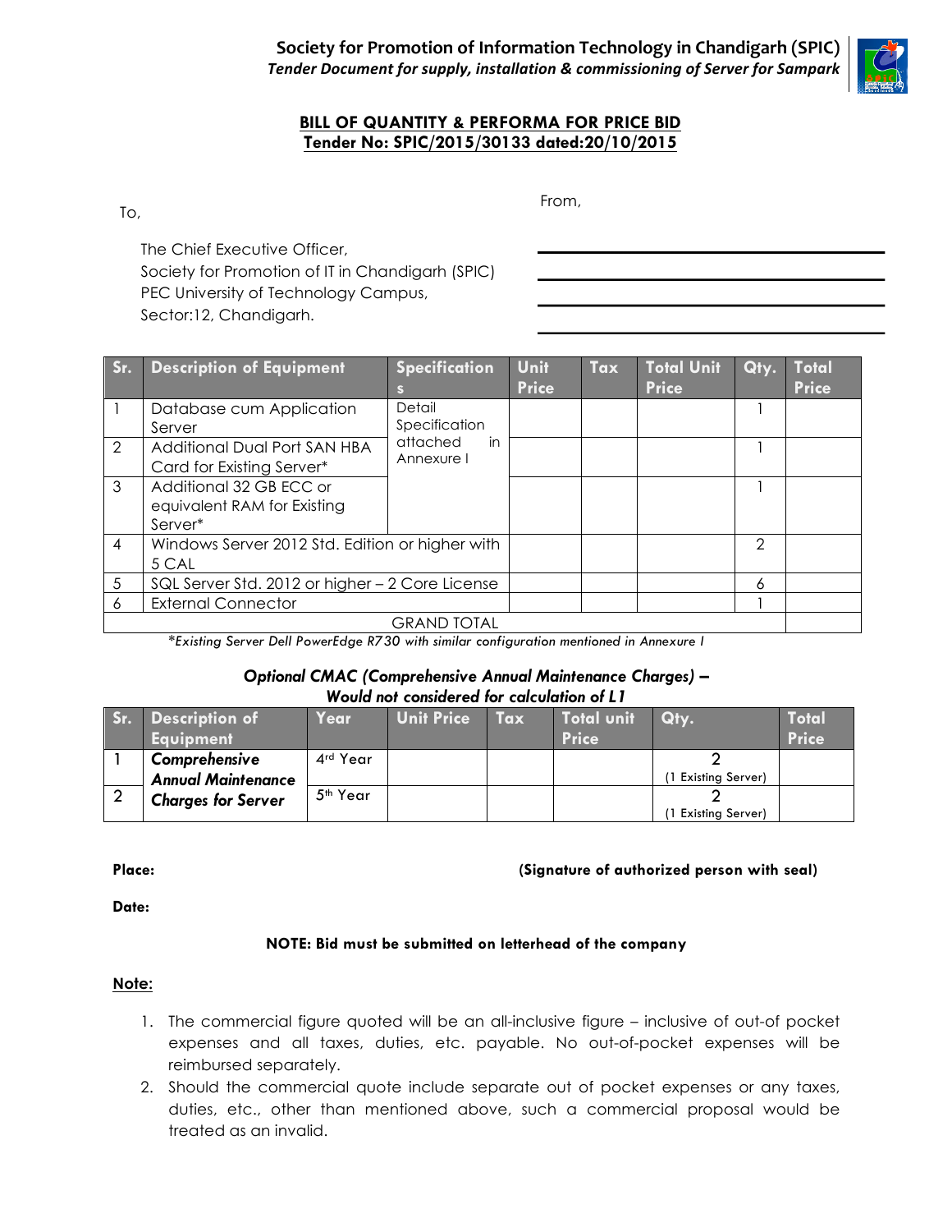## BILL OF QUANTITY & PERFORMA FOR PRICE BID
### Tender No: SPIC/2015/30133 dated:20/10/2015

To,

The Chief Executive Officer,
Society for Promotion of IT in Chandigarh (SPIC)
PEC University of Technology Campus,
Sector:12, Chandigarh.

From,

\_\_\_\_\_\_\_\_\_\_\_\_\_\_\_\_\_\_\_\_\_\_\_\_\_\_\_\_\_\_\_\_\_\_\_\_\_\_

\_\_\_\_\_\_\_\_\_\_\_\_\_\_\_\_\_\_\_\_\_\_\_\_\_\_\_\_\_\_\_\_\_\_\_\_\_\_

\_\_\_\_\_\_\_\_\_\_\_\_\_\_\_\_\_\_\_\_\_\_\_\_\_\_\_\_\_\_\_\_\_\_\_\_\_\_

\_\_\_\_\_\_\_\_\_\_\_\_\_\_\_\_\_\_\_\_\_\_\_\_\_\_\_\_\_\_\_\_\_\_\_\_\_\_

| Sr. | Description of Equipment | Specifications | Unit Price | Tax | Total Unit Price | Qty. | Total Price |
|---|---|---|---|---|---|---|---|
| 1 | Database cum Application Server | Detail Specification attached in Annexure I | | | | 1 | |
| 2 | Additional Dual Port SAN HBA Card for Existing Server* | | | | | 1 | |
| 3 | Additional 32 GB ECC or equivalent RAM for Existing Server* | | | | | 1 | |
| 4 | Windows Server 2012 Std. Edition or higher with 5 CAL | | | | | 2 | |
| 5 | SQL Server Std. 2012 or higher – 2 Core License | | | | | 6 | |
| 6 | External Connector | | | | | 1 | |
| | GRAND TOTAL | | | | | | |

*\*Existing Server Dell PowerEdge R730 with similar configuration mentioned in Annexure I*

***Optional CMAC (Comprehensive Annual Maintenance Charges) – Would not considered for calculation of L1***

| Sr. | Description of Equipment | Year | Unit Price | Tax | Total unit Price | Qty. | Total Price |
|---|---|---|---|---|---|---|---|
| 1 | ***Comprehensive Annual Maintenance Charges for Server*** | 4th Year | | | | 2 (1 Existing Server) | |
| 2 | | 5th Year | | | | 2 (1 Existing Server) | |

**Place:** **(Signature of authorized person with seal)**

**Date:**

**NOTE: Bid must be submitted on letterhead of the company**

**Note:**

1. The commercial figure quoted will be an all-inclusive figure – inclusive of out-of pocket expenses and all taxes, duties, etc. payable. No out-of-pocket expenses will be reimbursed separately.
2. Should the commercial quote include separate out of pocket expenses or any taxes, duties, etc., other than mentioned above, such a commercial proposal would be treated as an invalid.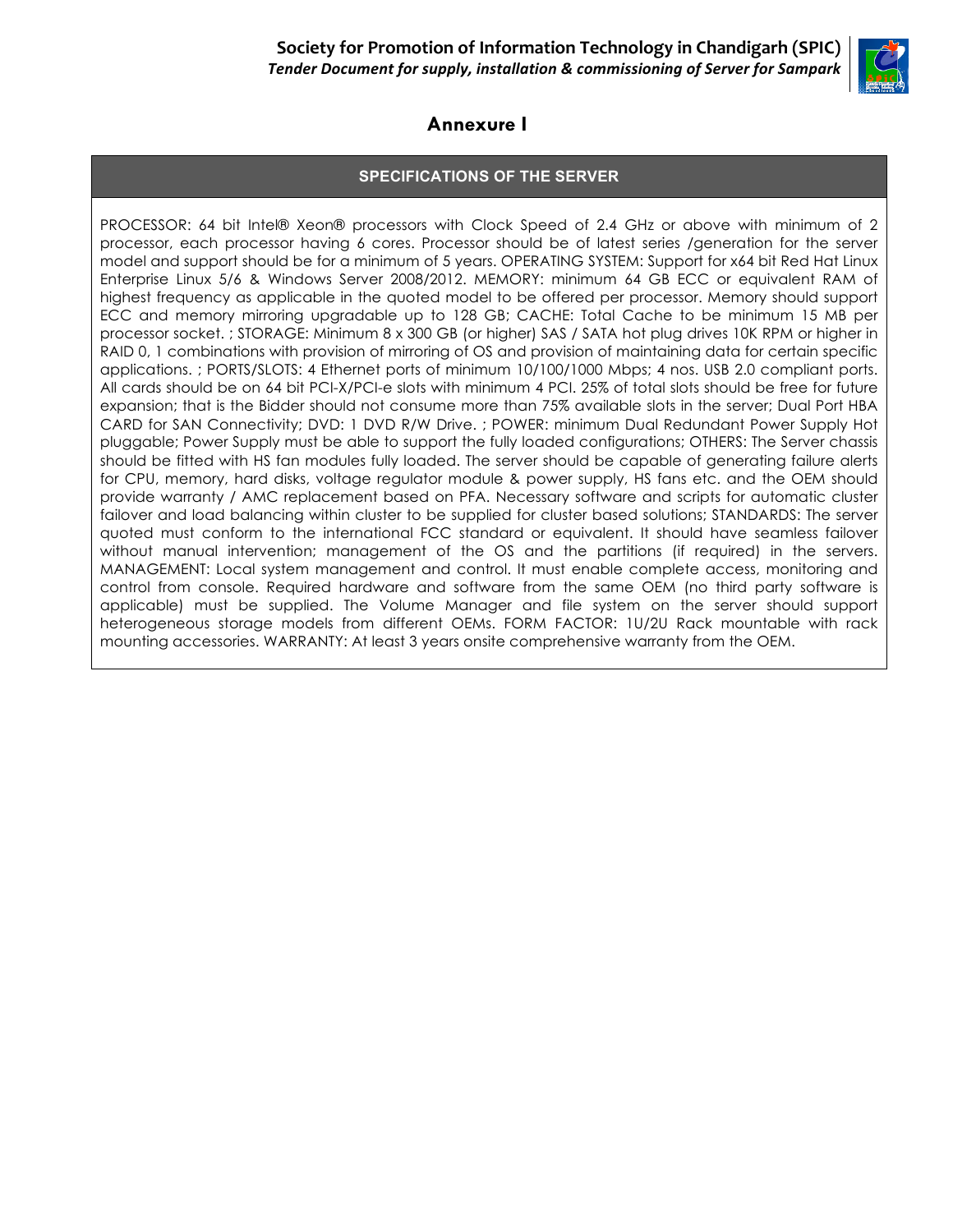# Annexure I

**SPECIFICATIONS OF THE SERVER**

PROCESSOR: 64 bit Intel® Xeon® processors with Clock Speed of 2.4 GHz or above with minimum of 2 processor, each processor having 6 cores. Processor should be of latest series /generation for the server model and support should be for a minimum of 5 years. OPERATING SYSTEM: Support for x64 bit Red Hat Linux Enterprise Linux 5/6 & Windows Server 2008/2012. MEMORY: minimum 64 GB ECC or equivalent RAM of highest frequency as applicable in the quoted model to be offered per processor. Memory should support ECC and memory mirroring upgradable up to 128 GB; CACHE: Total Cache to be minimum 15 MB per processor socket. ; STORAGE: Minimum 8 x 300 GB (or higher) SAS / SATA hot plug drives 10K RPM or higher in RAID 0, 1 combinations with provision of mirroring of OS and provision of maintaining data for certain specific applications. ; PORTS/SLOTS: 4 Ethernet ports of minimum 10/100/1000 Mbps; 4 nos. USB 2.0 compliant ports. All cards should be on 64 bit PCI-X/PCI-e slots with minimum 4 PCI. 25% of total slots should be free for future expansion; that is the Bidder should not consume more than 75% available slots in the server; Dual Port HBA CARD for SAN Connectivity; DVD: 1 DVD R/W Drive. ; POWER: minimum Dual Redundant Power Supply Hot pluggable; Power Supply must be able to support the fully loaded configurations; OTHERS: The Server chassis should be fitted with HS fan modules fully loaded. The server should be capable of generating failure alerts for CPU, memory, hard disks, voltage regulator module & power supply, HS fans etc. and the OEM should provide warranty / AMC replacement based on PFA. Necessary software and scripts for automatic cluster failover and load balancing within cluster to be supplied for cluster based solutions; STANDARDS: The server quoted must conform to the international FCC standard or equivalent. It should have seamless failover without manual intervention; management of the OS and the partitions (if required) in the servers. MANAGEMENT: Local system management and control. It must enable complete access, monitoring and control from console. Required hardware and software from the same OEM (no third party software is applicable) must be supplied. The Volume Manager and file system on the server should support heterogeneous storage models from different OEMs. FORM FACTOR: 1U/2U Rack mountable with rack mounting accessories. WARRANTY: At least 3 years onsite comprehensive warranty from the OEM.